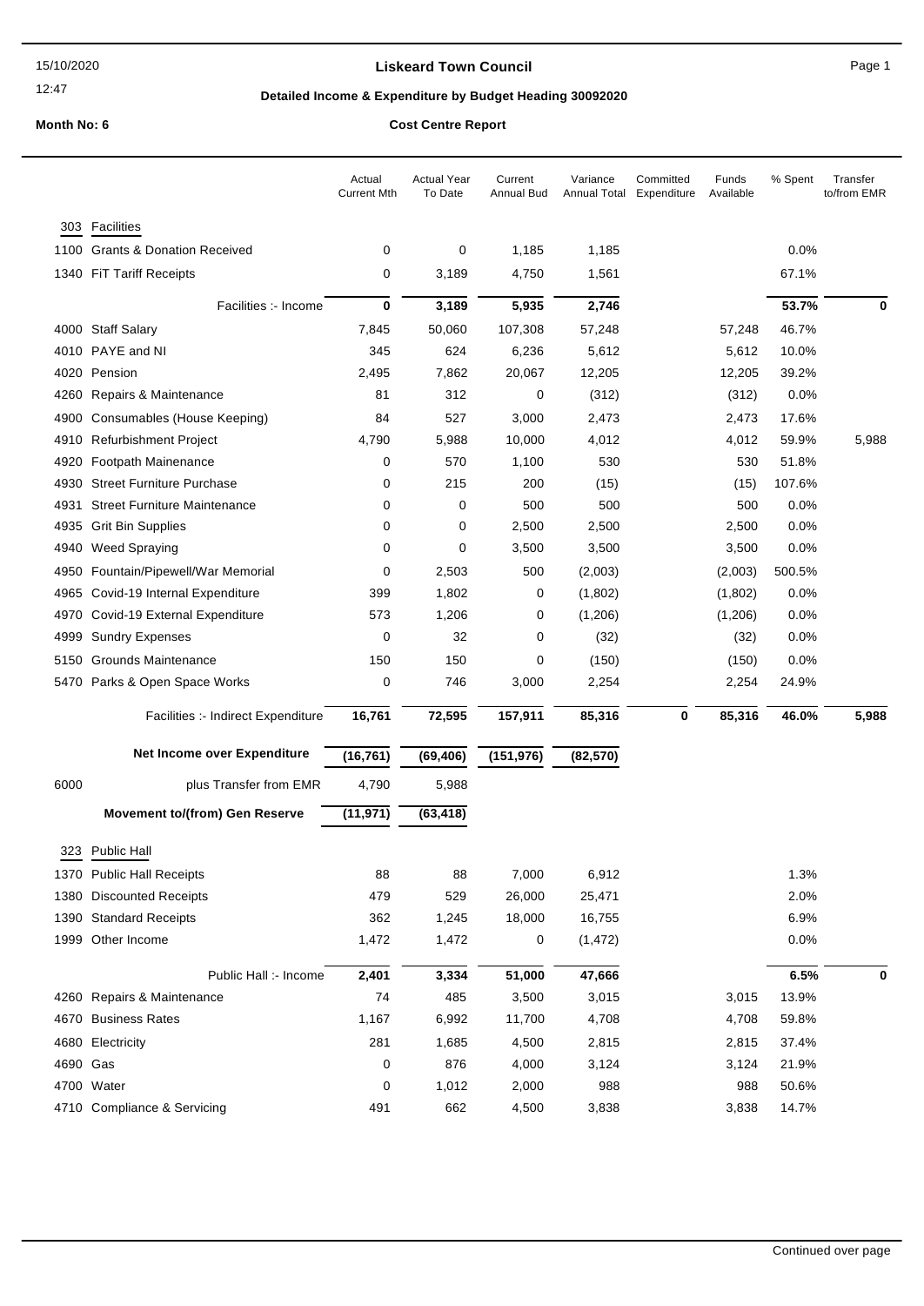# Liskeard Town Council

## Detailed Income & Expenditure by Budget Heading 30092020

**Month No: 6** — **Cost Centre Report**

15/10/2020 12:47

| | | Actual Current Mth | Actual Year To Date | Current Annual Bud | Variance Annual Total | Committed Expenditure | Funds Available | % Spent | Transfer to/from EMR |
|---|---|---|---|---|---|---|---|---|---|
| **303** | **Facilities** | | | | | | | | |
| 1100 | Grants & Donation Received | 0 | 0 | 1,185 | 1,185 | | | 0.0% | |
| 1340 | FiT Tariff Receipts | 0 | 3,189 | 4,750 | 1,561 | | | 67.1% | |
| | Facilities :- Income | **0** | **3,189** | **5,935** | **2,746** | | | **53.7%** | **0** |
| 4000 | Staff Salary | 7,845 | 50,060 | 107,308 | 57,248 | | 57,248 | 46.7% | |
| 4010 | PAYE and NI | 345 | 624 | 6,236 | 5,612 | | 5,612 | 10.0% | |
| 4020 | Pension | 2,495 | 7,862 | 20,067 | 12,205 | | 12,205 | 39.2% | |
| 4260 | Repairs & Maintenance | 81 | 312 | 0 | (312) | | (312) | 0.0% | |
| 4900 | Consumables (House Keeping) | 84 | 527 | 3,000 | 2,473 | | 2,473 | 17.6% | |
| 4910 | Refurbishment Project | 4,790 | 5,988 | 10,000 | 4,012 | | 4,012 | 59.9% | 5,988 |
| 4920 | Footpath Mainenance | 0 | 570 | 1,100 | 530 | | 530 | 51.8% | |
| 4930 | Street Furniture Purchase | 0 | 215 | 200 | (15) | | (15) | 107.6% | |
| 4931 | Street Furniture Maintenance | 0 | 0 | 500 | 500 | | 500 | 0.0% | |
| 4935 | Grit Bin Supplies | 0 | 0 | 2,500 | 2,500 | | 2,500 | 0.0% | |
| 4940 | Weed Spraying | 0 | 0 | 3,500 | 3,500 | | 3,500 | 0.0% | |
| 4950 | Fountain/Pipewell/War Memorial | 0 | 2,503 | 500 | (2,003) | | (2,003) | 500.5% | |
| 4965 | Covid-19 Internal Expenditure | 399 | 1,802 | 0 | (1,802) | | (1,802) | 0.0% | |
| 4970 | Covid-19 External Expenditure | 573 | 1,206 | 0 | (1,206) | | (1,206) | 0.0% | |
| 4999 | Sundry Expenses | 0 | 32 | 0 | (32) | | (32) | 0.0% | |
| 5150 | Grounds Maintenance | 150 | 150 | 0 | (150) | | (150) | 0.0% | |
| 5470 | Parks & Open Space Works | 0 | 746 | 3,000 | 2,254 | | 2,254 | 24.9% | |
| | Facilities :- Indirect Expenditure | **16,761** | **72,595** | **157,911** | **85,316** | **0** | **85,316** | **46.0%** | **5,988** |
| | **Net Income over Expenditure** | **(16,761)** | **(69,406)** | **(151,976)** | **(82,570)** | | | | |
| 6000 | plus Transfer from EMR | 4,790 | 5,988 | | | | | | |
| | **Movement to/(from) Gen Reserve** | **(11,971)** | **(63,418)** | | | | | | |
| **323** | **Public Hall** | | | | | | | | |
| 1370 | Public Hall Receipts | 88 | 88 | 7,000 | 6,912 | | | 1.3% | |
| 1380 | Discounted Receipts | 479 | 529 | 26,000 | 25,471 | | | 2.0% | |
| 1390 | Standard Receipts | 362 | 1,245 | 18,000 | 16,755 | | | 6.9% | |
| 1999 | Other Income | 1,472 | 1,472 | 0 | (1,472) | | | 0.0% | |
| | Public Hall :- Income | **2,401** | **3,334** | **51,000** | **47,666** | | | **6.5%** | **0** |
| 4260 | Repairs & Maintenance | 74 | 485 | 3,500 | 3,015 | | 3,015 | 13.9% | |
| 4670 | Business Rates | 1,167 | 6,992 | 11,700 | 4,708 | | 4,708 | 59.8% | |
| 4680 | Electricity | 281 | 1,685 | 4,500 | 2,815 | | 2,815 | 37.4% | |
| 4690 | Gas | 0 | 876 | 4,000 | 3,124 | | 3,124 | 21.9% | |
| 4700 | Water | 0 | 1,012 | 2,000 | 988 | | 988 | 50.6% | |
| 4710 | Compliance & Servicing | 491 | 662 | 4,500 | 3,838 | | 3,838 | 14.7% | |

Continued over page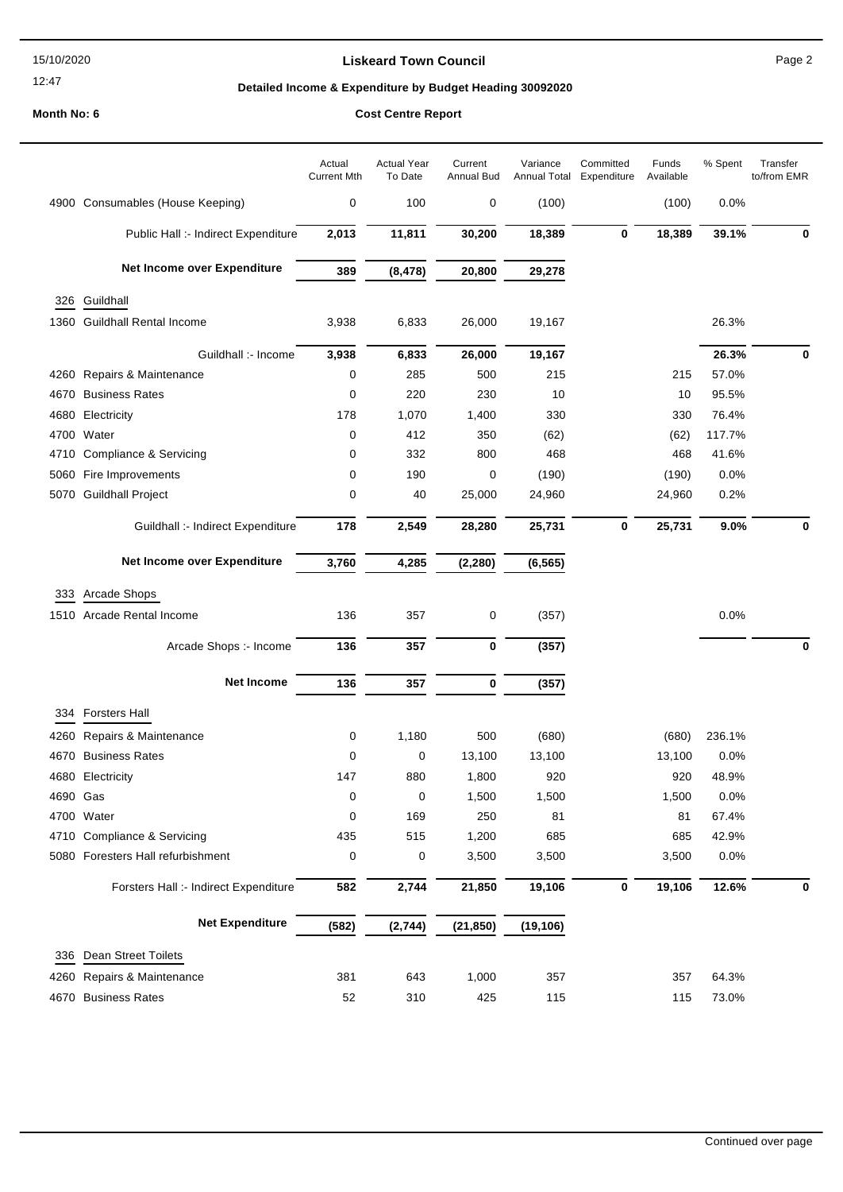**Liskeard Town Council**

**Detailed Income & Expenditure by Budget Heading 30092020**

15/10/2020 12:47

**Month No: 6** — **Cost Centre Report**

| | | Actual Current Mth | Actual Year To Date | Current Annual Bud | Variance Annual Total | Committed Expenditure | Funds Available | % Spent | Transfer to/from EMR |
|---|---|---|---|---|---|---|---|---|---|
| 4900 | Consumables (House Keeping) | 0 | 100 | 0 | (100) | | (100) | 0.0% | |
| | Public Hall :- Indirect Expenditure | **2,013** | **11,811** | **30,200** | **18,389** | **0** | **18,389** | **39.1%** | **0** |
| | **Net Income over Expenditure** | **389** | **(8,478)** | **20,800** | **29,278** | | | | |
| 326 | Guildhall | | | | | | | | |
| 1360 | Guildhall Rental Income | 3,938 | 6,833 | 26,000 | 19,167 | | | 26.3% | |
| | Guildhall :- Income | **3,938** | **6,833** | **26,000** | **19,167** | | | **26.3%** | **0** |
| 4260 | Repairs & Maintenance | 0 | 285 | 500 | 215 | | 215 | 57.0% | |
| 4670 | Business Rates | 0 | 220 | 230 | 10 | | 10 | 95.5% | |
| 4680 | Electricity | 178 | 1,070 | 1,400 | 330 | | 330 | 76.4% | |
| 4700 | Water | 0 | 412 | 350 | (62) | | (62) | 117.7% | |
| 4710 | Compliance & Servicing | 0 | 332 | 800 | 468 | | 468 | 41.6% | |
| 5060 | Fire Improvements | 0 | 190 | 0 | (190) | | (190) | 0.0% | |
| 5070 | Guildhall Project | 0 | 40 | 25,000 | 24,960 | | 24,960 | 0.2% | |
| | Guildhall :- Indirect Expenditure | **178** | **2,549** | **28,280** | **25,731** | **0** | **25,731** | **9.0%** | **0** |
| | **Net Income over Expenditure** | **3,760** | **4,285** | **(2,280)** | **(6,565)** | | | | |
| 333 | Arcade Shops | | | | | | | | |
| 1510 | Arcade Rental Income | 136 | 357 | 0 | (357) | | | 0.0% | |
| | Arcade Shops :- Income | **136** | **357** | **0** | **(357)** | | | | **0** |
| | **Net Income** | **136** | **357** | **0** | **(357)** | | | | |
| 334 | Forsters Hall | | | | | | | | |
| 4260 | Repairs & Maintenance | 0 | 1,180 | 500 | (680) | | (680) | 236.1% | |
| 4670 | Business Rates | 0 | 0 | 13,100 | 13,100 | | 13,100 | 0.0% | |
| 4680 | Electricity | 147 | 880 | 1,800 | 920 | | 920 | 48.9% | |
| 4690 | Gas | 0 | 0 | 1,500 | 1,500 | | 1,500 | 0.0% | |
| 4700 | Water | 0 | 169 | 250 | 81 | | 81 | 67.4% | |
| 4710 | Compliance & Servicing | 435 | 515 | 1,200 | 685 | | 685 | 42.9% | |
| 5080 | Foresters Hall refurbishment | 0 | 0 | 3,500 | 3,500 | | 3,500 | 0.0% | |
| | Forsters Hall :- Indirect Expenditure | **582** | **2,744** | **21,850** | **19,106** | **0** | **19,106** | **12.6%** | **0** |
| | **Net Expenditure** | **(582)** | **(2,744)** | **(21,850)** | **(19,106)** | | | | |
| 336 | Dean Street Toilets | | | | | | | | |
| 4260 | Repairs & Maintenance | 381 | 643 | 1,000 | 357 | | 357 | 64.3% | |
| 4670 | Business Rates | 52 | 310 | 425 | 115 | | 115 | 73.0% | |

Continued over page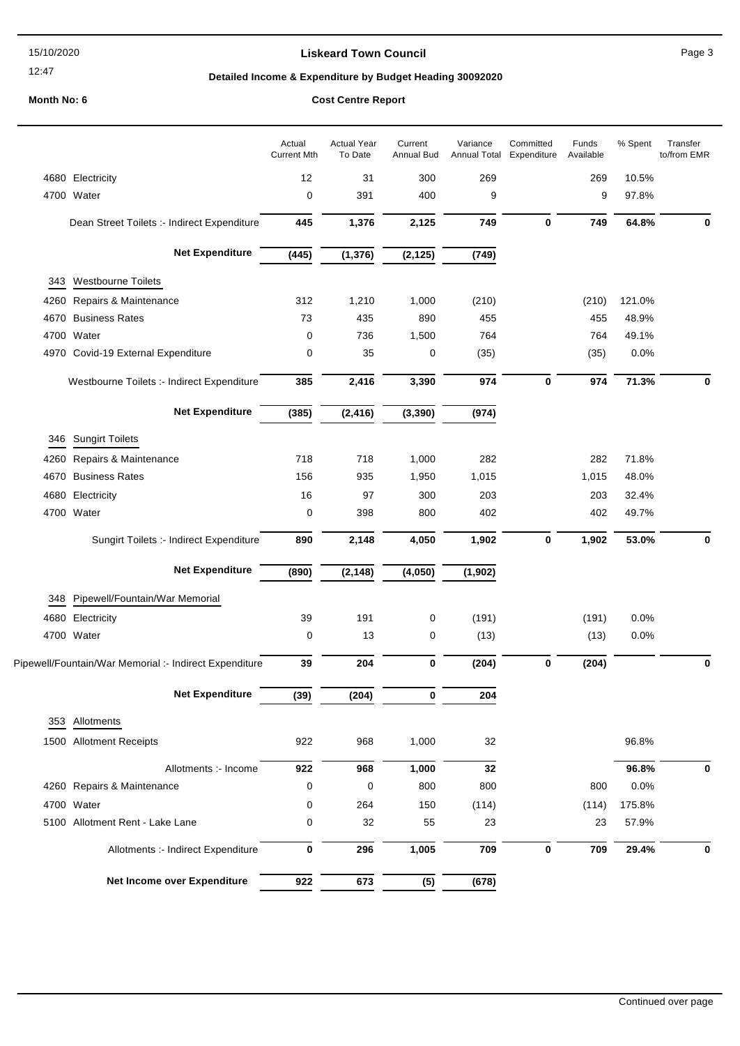**Liskeard Town Council**

**Detailed Income & Expenditure by Budget Heading 30092020**

**Month No: 6** **Cost Centre Report**

| | Actual Current Mth | Actual Year To Date | Current Annual Bud | Variance Annual Total | Committed Expenditure | Funds Available | % Spent | Transfer to/from EMR |
|---|---|---|---|---|---|---|---|---|
| 4680 Electricity | 12 | 31 | 300 | 269 | | 269 | 10.5% | |
| 4700 Water | 0 | 391 | 400 | 9 | | 9 | 97.8% | |
| Dean Street Toilets :- Indirect Expenditure | **445** | **1,376** | **2,125** | **749** | **0** | **749** | **64.8%** | **0** |
| **Net Expenditure** | **(445)** | **(1,376)** | **(2,125)** | **(749)** | | | | |
| **343 Westbourne Toilets** | | | | | | | | |
| 4260 Repairs & Maintenance | 312 | 1,210 | 1,000 | (210) | | (210) | 121.0% | |
| 4670 Business Rates | 73 | 435 | 890 | 455 | | 455 | 48.9% | |
| 4700 Water | 0 | 736 | 1,500 | 764 | | 764 | 49.1% | |
| 4970 Covid-19 External Expenditure | 0 | 35 | 0 | (35) | | (35) | 0.0% | |
| Westbourne Toilets :- Indirect Expenditure | **385** | **2,416** | **3,390** | **974** | **0** | **974** | **71.3%** | **0** |
| **Net Expenditure** | **(385)** | **(2,416)** | **(3,390)** | **(974)** | | | | |
| **346 Sungirt Toilets** | | | | | | | | |
| 4260 Repairs & Maintenance | 718 | 718 | 1,000 | 282 | | 282 | 71.8% | |
| 4670 Business Rates | 156 | 935 | 1,950 | 1,015 | | 1,015 | 48.0% | |
| 4680 Electricity | 16 | 97 | 300 | 203 | | 203 | 32.4% | |
| 4700 Water | 0 | 398 | 800 | 402 | | 402 | 49.7% | |
| Sungirt Toilets :- Indirect Expenditure | **890** | **2,148** | **4,050** | **1,902** | **0** | **1,902** | **53.0%** | **0** |
| **Net Expenditure** | **(890)** | **(2,148)** | **(4,050)** | **(1,902)** | | | | |
| **348 Pipewell/Fountain/War Memorial** | | | | | | | | |
| 4680 Electricity | 39 | 191 | 0 | (191) | | (191) | 0.0% | |
| 4700 Water | 0 | 13 | 0 | (13) | | (13) | 0.0% | |
| Pipewell/Fountain/War Memorial :- Indirect Expenditure | **39** | **204** | **0** | **(204)** | **0** | **(204)** | | **0** |
| **Net Expenditure** | **(39)** | **(204)** | **0** | **204** | | | | |
| **353 Allotments** | | | | | | | | |
| 1500 Allotment Receipts | 922 | 968 | 1,000 | 32 | | | 96.8% | |
| Allotments :- Income | **922** | **968** | **1,000** | **32** | | | **96.8%** | **0** |
| 4260 Repairs & Maintenance | 0 | 0 | 800 | 800 | | 800 | 0.0% | |
| 4700 Water | 0 | 264 | 150 | (114) | | (114) | 175.8% | |
| 5100 Allotment Rent - Lake Lane | 0 | 32 | 55 | 23 | | 23 | 57.9% | |
| Allotments :- Indirect Expenditure | **0** | **296** | **1,005** | **709** | **0** | **709** | **29.4%** | **0** |
| **Net Income over Expenditure** | **922** | **673** | **(5)** | **(678)** | | | | |

Continued over page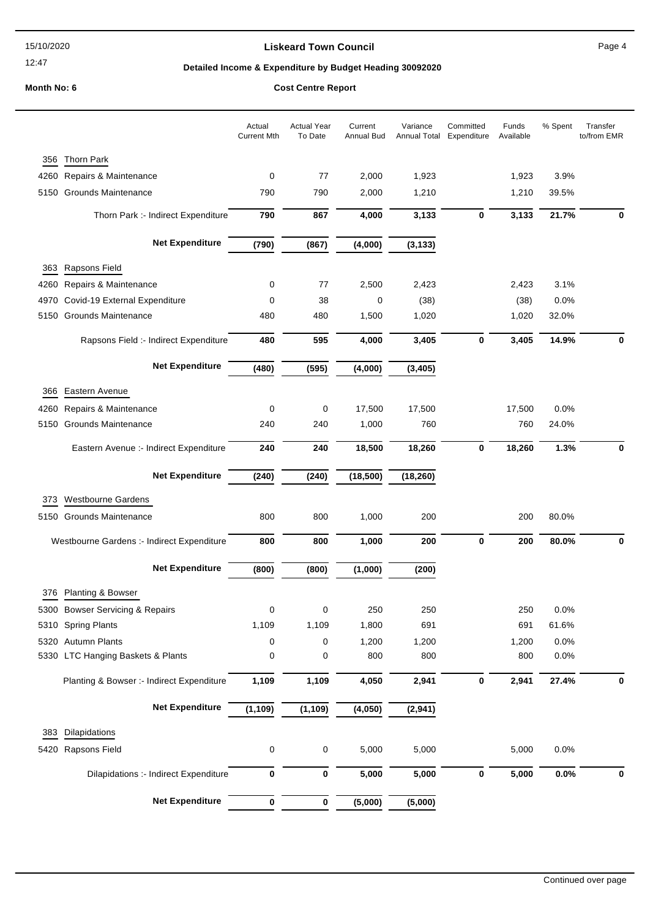**Liskeard Town Council**

**Detailed Income & Expenditure by Budget Heading 30092020**

**Month No: 6** **Cost Centre Report**

| | | Actual Current Mth | Actual Year To Date | Current Annual Bud | Variance Annual Total | Committed Expenditure | Funds Available | % Spent | Transfer to/from EMR |
|---|---|---|---|---|---|---|---|---|---|
| 356 | Thorn Park | | | | | | | | |
| 4260 | Repairs & Maintenance | 0 | 77 | 2,000 | 1,923 | | 1,923 | 3.9% | |
| 5150 | Grounds Maintenance | 790 | 790 | 2,000 | 1,210 | | 1,210 | 39.5% | |
| | **Thorn Park :- Indirect Expenditure** | **790** | **867** | **4,000** | **3,133** | **0** | **3,133** | **21.7%** | **0** |
| | **Net Expenditure** | **(790)** | **(867)** | **(4,000)** | **(3,133)** | | | | |
| 363 | Rapsons Field | | | | | | | | |
| 4260 | Repairs & Maintenance | 0 | 77 | 2,500 | 2,423 | | 2,423 | 3.1% | |
| 4970 | Covid-19 External Expenditure | 0 | 38 | 0 | (38) | | (38) | 0.0% | |
| 5150 | Grounds Maintenance | 480 | 480 | 1,500 | 1,020 | | 1,020 | 32.0% | |
| | **Rapsons Field :- Indirect Expenditure** | **480** | **595** | **4,000** | **3,405** | **0** | **3,405** | **14.9%** | **0** |
| | **Net Expenditure** | **(480)** | **(595)** | **(4,000)** | **(3,405)** | | | | |
| 366 | Eastern Avenue | | | | | | | | |
| 4260 | Repairs & Maintenance | 0 | 0 | 17,500 | 17,500 | | 17,500 | 0.0% | |
| 5150 | Grounds Maintenance | 240 | 240 | 1,000 | 760 | | 760 | 24.0% | |
| | **Eastern Avenue :- Indirect Expenditure** | **240** | **240** | **18,500** | **18,260** | **0** | **18,260** | **1.3%** | **0** |
| | **Net Expenditure** | **(240)** | **(240)** | **(18,500)** | **(18,260)** | | | | |
| 373 | Westbourne Gardens | | | | | | | | |
| 5150 | Grounds Maintenance | 800 | 800 | 1,000 | 200 | | 200 | 80.0% | |
| | **Westbourne Gardens :- Indirect Expenditure** | **800** | **800** | **1,000** | **200** | **0** | **200** | **80.0%** | **0** |
| | **Net Expenditure** | **(800)** | **(800)** | **(1,000)** | **(200)** | | | | |
| 376 | Planting & Bowser | | | | | | | | |
| 5300 | Bowser Servicing & Repairs | 0 | 0 | 250 | 250 | | 250 | 0.0% | |
| 5310 | Spring Plants | 1,109 | 1,109 | 1,800 | 691 | | 691 | 61.6% | |
| 5320 | Autumn Plants | 0 | 0 | 1,200 | 1,200 | | 1,200 | 0.0% | |
| 5330 | LTC Hanging Baskets & Plants | 0 | 0 | 800 | 800 | | 800 | 0.0% | |
| | **Planting & Bowser :- Indirect Expenditure** | **1,109** | **1,109** | **4,050** | **2,941** | **0** | **2,941** | **27.4%** | **0** |
| | **Net Expenditure** | **(1,109)** | **(1,109)** | **(4,050)** | **(2,941)** | | | | |
| 383 | Dilapidations | | | | | | | | |
| 5420 | Rapsons Field | 0 | 0 | 5,000 | 5,000 | | 5,000 | 0.0% | |
| | **Dilapidations :- Indirect Expenditure** | **0** | **0** | **5,000** | **5,000** | **0** | **5,000** | **0.0%** | **0** |
| | **Net Expenditure** | **0** | **0** | **(5,000)** | **(5,000)** | | | | |

Continued over page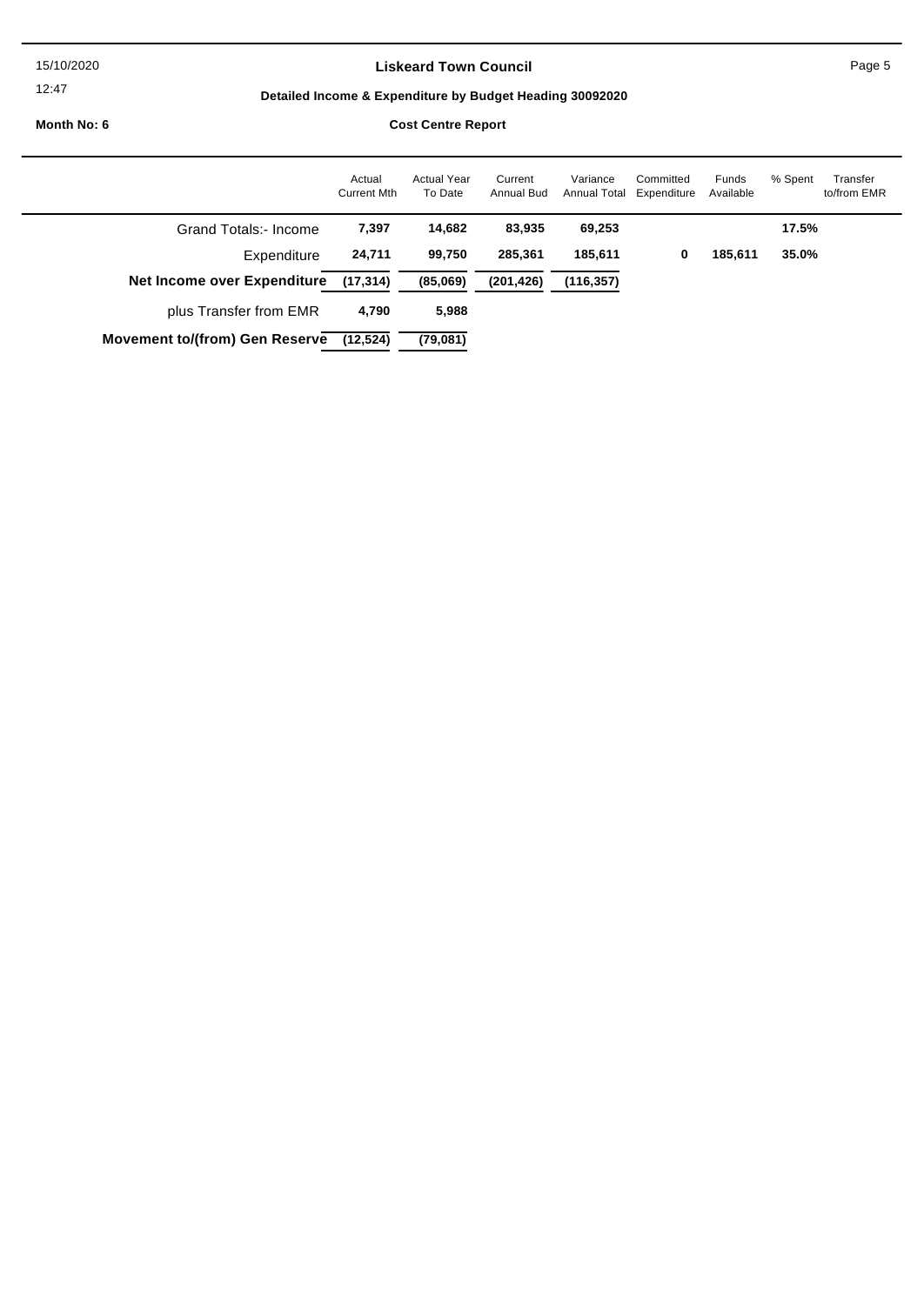**Liskeard Town Council**

**Detailed Income & Expenditure by Budget Heading 30092020**

**Month No: 6**

**Cost Centre Report**

| | Actual Current Mth | Actual Year To Date | Current Annual Bud | Variance Annual Total | Committed Expenditure | Funds Available | % Spent | Transfer to/from EMR |
|---|---|---|---|---|---|---|---|---|
| Grand Totals:- Income | **7,397** | **14,682** | **83,935** | **69,253** | | | **17.5%** | |
| Expenditure | **24,711** | **99,750** | **285,361** | **185,611** | **0** | **185,611** | **35.0%** | |
| **Net Income over Expenditure** | **(17,314)** | **(85,069)** | **(201,426)** | **(116,357)** | | | | |
| plus Transfer from EMR | **4,790** | **5,988** | | | | | | |
| **Movement to/(from) Gen Reserve** | **(12,524)** | **(79,081)** | | | | | | |